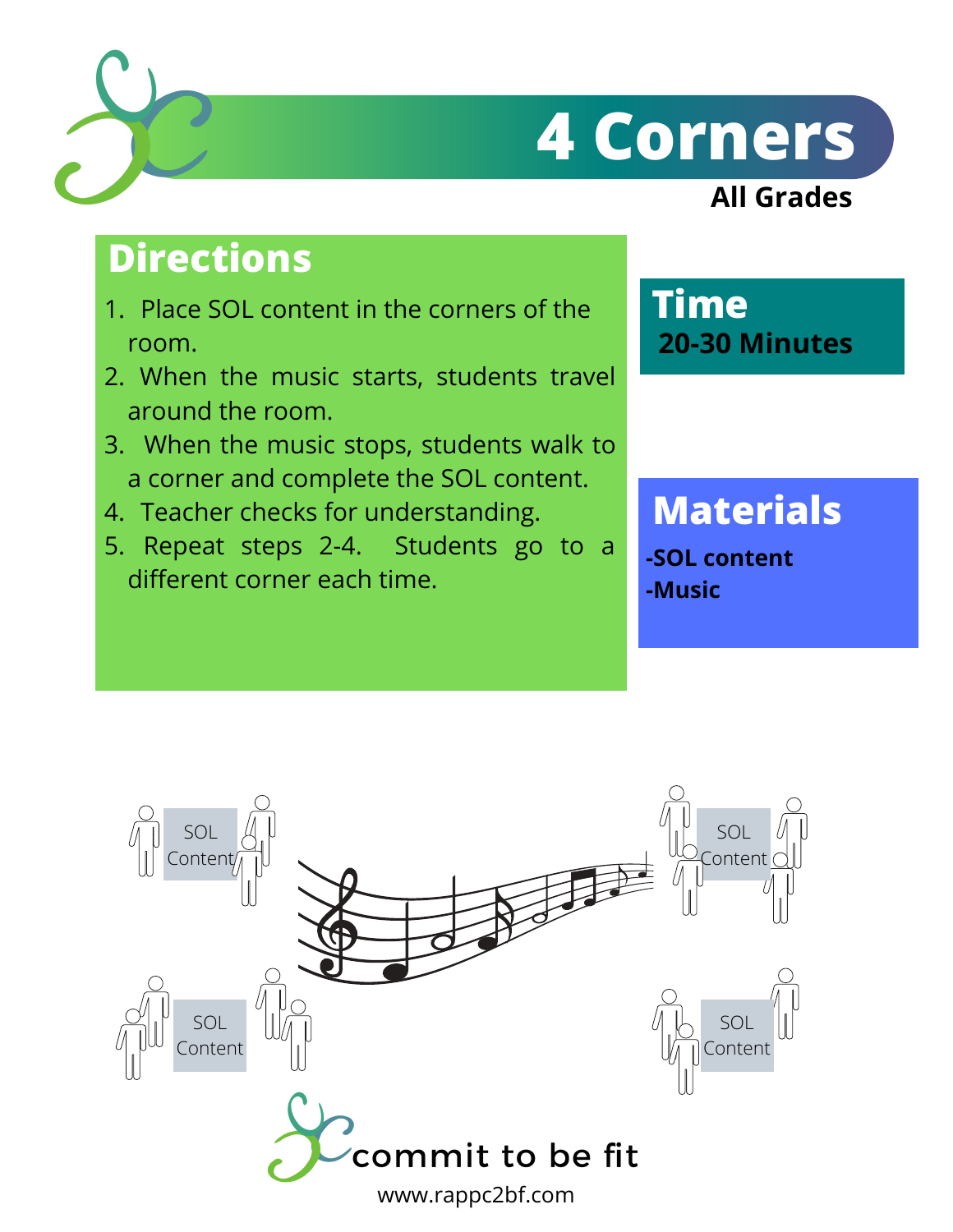# 4 Corners

**All Grades**

## Directions

1. Place SOL content in the corners of the room.
2. When the music starts, students travel around the room.
3. When the music stops, students walk to a corner and complete the SOL content.
4. Teacher checks for understanding.
5. Repeat steps 2-4. Students go to a different corner each time.

## Time

**20-30 Minutes**

## Materials

**-SOL content**
**-Music**

commit to be fit

www.rappc2bf.com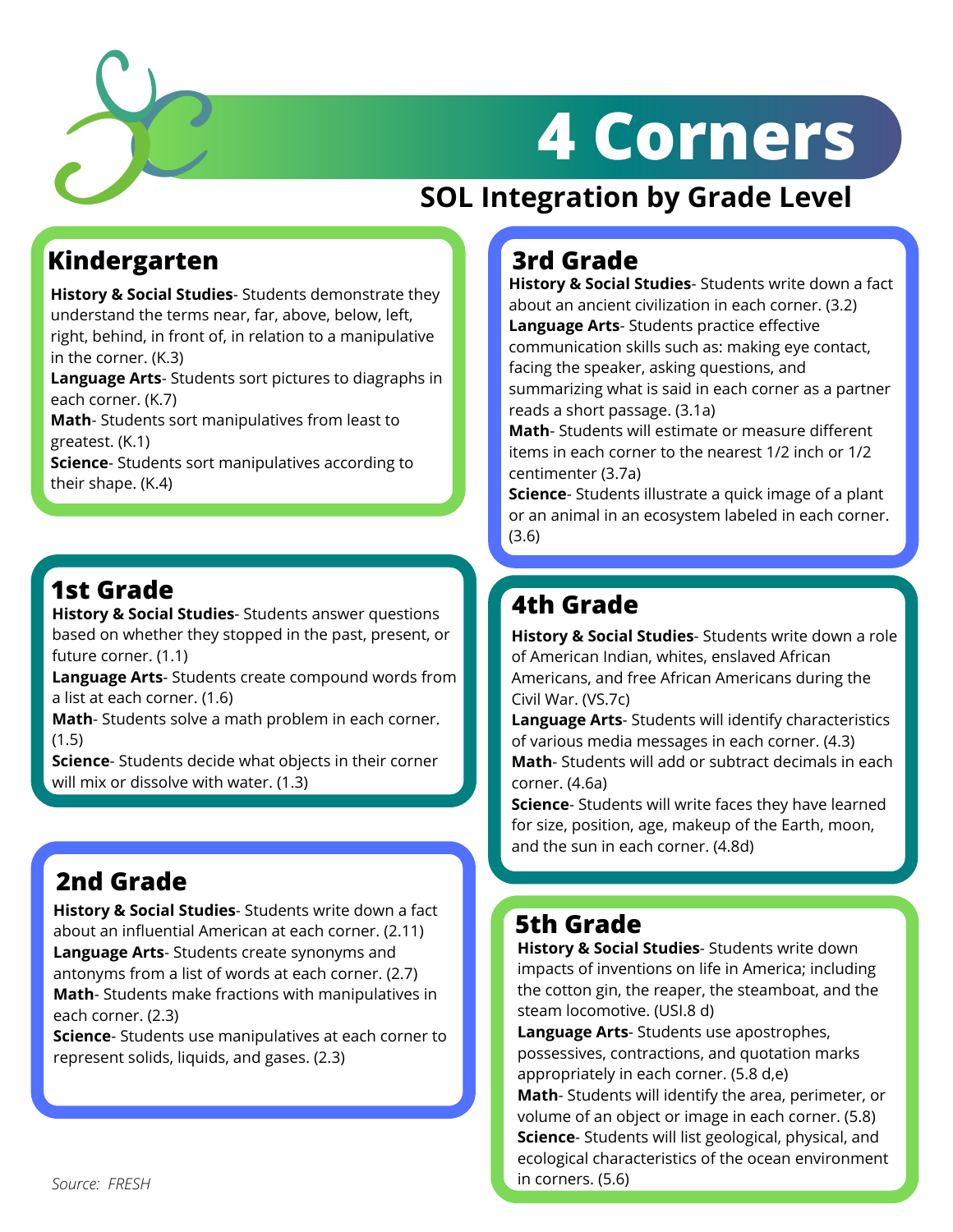# 4 Corners

## SOL Integration by Grade Level

### Kindergarten

**History & Social Studies**- Students demonstrate they understand the terms near, far, above, below, left, right, behind, in front of, in relation to a manipulative in the corner. (K.3)
**Language Arts**- Students sort pictures to diagraphs in each corner. (K.7)
**Math**- Students sort manipulatives from least to greatest. (K.1)
**Science**- Students sort manipulatives according to their shape. (K.4)

### 1st Grade

**History & Social Studies**- Students answer questions based on whether they stopped in the past, present, or future corner. (1.1)
**Language Arts**- Students create compound words from a list at each corner. (1.6)
**Math**- Students solve a math problem in each corner. (1.5)
**Science**- Students decide what objects in their corner will mix or dissolve with water. (1.3)

### 2nd Grade

**History & Social Studies**- Students write down a fact about an influential American at each corner. (2.11)
**Language Arts**- Students create synonyms and antonyms from a list of words at each corner. (2.7)
**Math**- Students make fractions with manipulatives in each corner. (2.3)
**Science**- Students use manipulatives at each corner to represent solids, liquids, and gases. (2.3)

### 3rd Grade

**History & Social Studies**- Students write down a fact about an ancient civilization in each corner. (3.2)
**Language Arts**- Students practice effective communication skills such as: making eye contact, facing the speaker, asking questions, and summarizing what is said in each corner as a partner reads a short passage. (3.1a)
**Math**- Students will estimate or measure different items in each corner to the nearest 1/2 inch or 1/2 centimenter (3.7a)
**Science**- Students illustrate a quick image of a plant or an animal in an ecosystem labeled in each corner. (3.6)

### 4th Grade

**History & Social Studies**- Students write down a role of American Indian, whites, enslaved African Americans, and free African Americans during the Civil War. (VS.7c)
**Language Arts**- Students will identify characteristics of various media messages in each corner. (4.3)
**Math**- Students will add or subtract decimals in each corner. (4.6a)
**Science**- Students will write faces they have learned for size, position, age, makeup of the Earth, moon, and the sun in each corner. (4.8d)

### 5th Grade

**History & Social Studies**- Students write down impacts of inventions on life in America; including the cotton gin, the reaper, the steamboat, and the steam locomotive. (USI.8 d)
**Language Arts**- Students use apostrophes, possessives, contractions, and quotation marks appropriately in each corner. (5.8 d,e)
**Math**- Students will identify the area, perimeter, or volume of an object or image in each corner. (5.8)
**Science**- Students will list geological, physical, and ecological characteristics of the ocean environment in corners. (5.6)

*Source: FRESH*